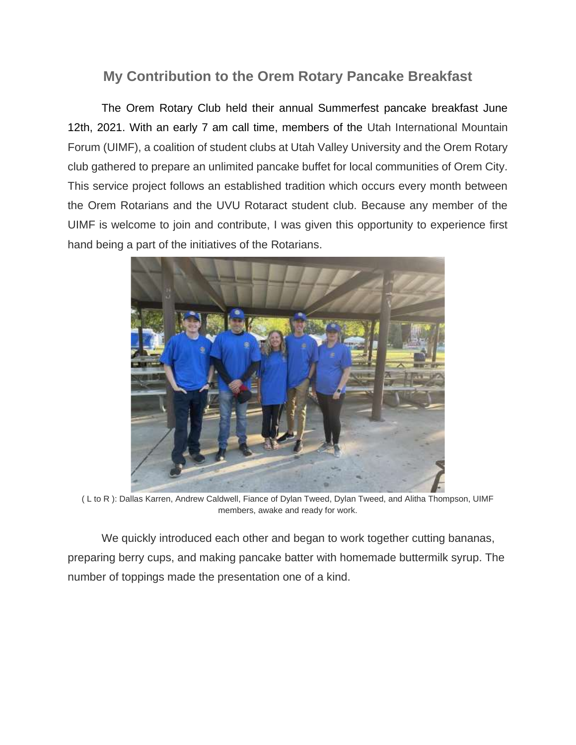## My Contribution to the Orem Rotary Pancake Breakfast

The Orem Rotary Club held their annual Summerfest pancake breakfast June 12th, 2021. With an early 7 am call time, members of the Utah International Mountain Forum (UIMF), a coalition of student clubs at Utah Valley University and the Orem Rotary club gathered to prepare an unlimited pancake buffet for local communities of Orem City. This service project follows an established tradition which occurs every month between the Orem Rotarians and the UVU Rotaract student club. Because any member of the UIMF is welcome to join and contribute, I was given this opportunity to experience first hand being a part of the initiatives of the Rotarians.

( L to R ): Dallas Karren, Andrew Caldwell, Fiance of Dylan Tweed, Dylan Tweed, and Alitha Thompson, UIMF members, awake and ready for work.

We quickly introduced each other and began to work together cutting bananas, preparing berry cups, and making pancake batter with homemade buttermilk syrup. The number of toppings made the presentation one of a kind.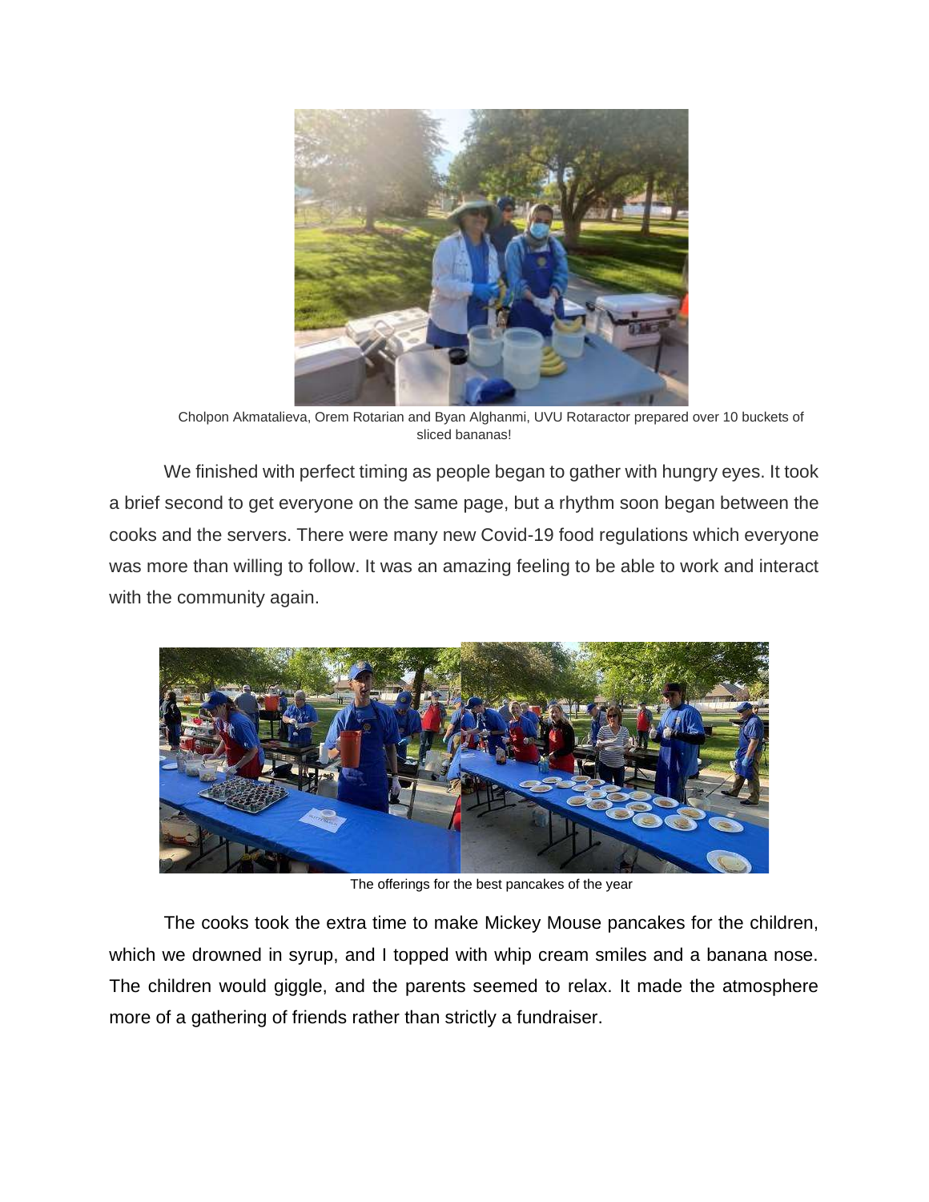Cholpon Akmatalieva, Orem Rotarian and Byan Alghanmi, UVU Rotaractor prepared over 10 buckets of sliced bananas!

We finished with perfect timing as people began to gather with hungry eyes. It took a brief second to get everyone on the same page, but a rhythm soon began between the cooks and the servers. There were many new Covid-19 food regulations which everyone was more than willing to follow. It was an amazing feeling to be able to work and interact with the community again.

The offerings for the best pancakes of the year

The cooks took the extra time to make Mickey Mouse pancakes for the children, which we drowned in syrup, and I topped with whip cream smiles and a banana nose. The children would giggle, and the parents seemed to relax. It made the atmosphere more of a gathering of friends rather than strictly a fundraiser.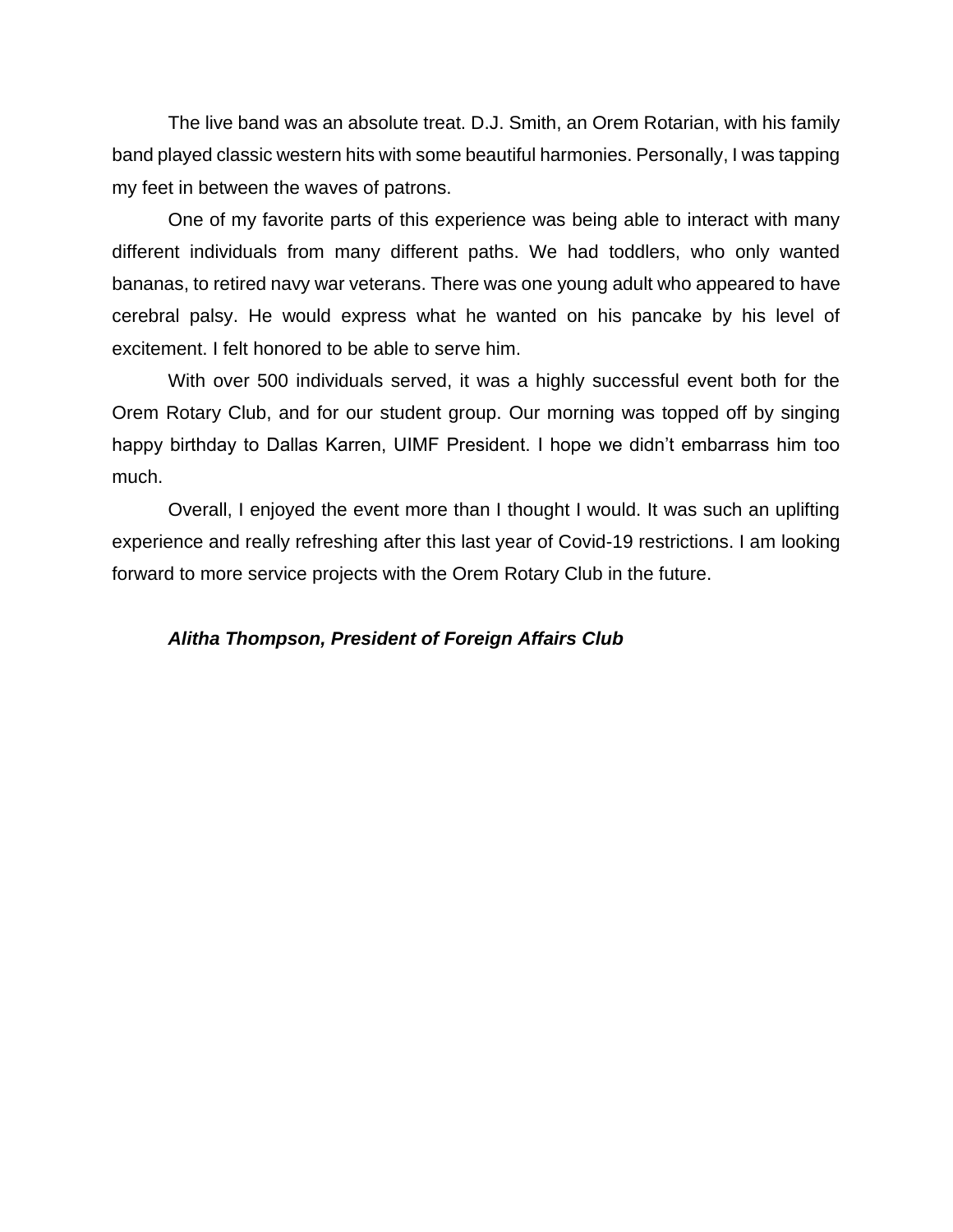The live band was an absolute treat. D.J. Smith, an Orem Rotarian, with his family band played classic western hits with some beautiful harmonies. Personally, I was tapping my feet in between the waves of patrons.

One of my favorite parts of this experience was being able to interact with many different individuals from many different paths. We had toddlers, who only wanted bananas, to retired navy war veterans. There was one young adult who appeared to have cerebral palsy. He would express what he wanted on his pancake by his level of excitement. I felt honored to be able to serve him.

With over 500 individuals served, it was a highly successful event both for the Orem Rotary Club, and for our student group. Our morning was topped off by singing happy birthday to Dallas Karren, UIMF President. I hope we didn't embarrass him too much.

Overall, I enjoyed the event more than I thought I would. It was such an uplifting experience and really refreshing after this last year of Covid-19 restrictions. I am looking forward to more service projects with the Orem Rotary Club in the future.

***Alitha Thompson, President of Foreign Affairs Club***